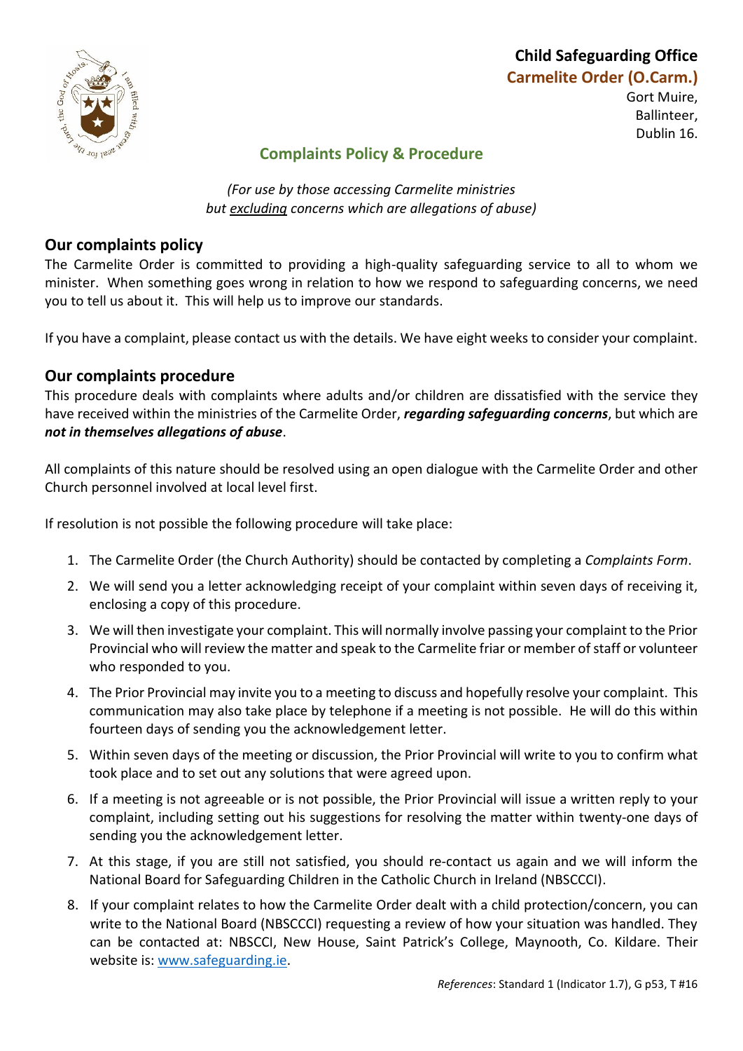**Child Safeguarding Office**
**Carmelite Order (O.Carm.)**
Gort Muire,
Ballinteer,
Dublin 16.

# Complaints Policy & Procedure

*(For use by those accessing Carmelite ministries*
*but excluding concerns which are allegations of abuse)*

## Our complaints policy

The Carmelite Order is committed to providing a high-quality safeguarding service to all to whom we minister. When something goes wrong in relation to how we respond to safeguarding concerns, we need you to tell us about it. This will help us to improve our standards.

If you have a complaint, please contact us with the details. We have eight weeks to consider your complaint.

## Our complaints procedure

This procedure deals with complaints where adults and/or children are dissatisfied with the service they have received within the ministries of the Carmelite Order, ***regarding safeguarding concerns***, but which are ***not in themselves allegations of abuse***.

All complaints of this nature should be resolved using an open dialogue with the Carmelite Order and other Church personnel involved at local level first.

If resolution is not possible the following procedure will take place:

1. The Carmelite Order (the Church Authority) should be contacted by completing a *Complaints Form*.
2. We will send you a letter acknowledging receipt of your complaint within seven days of receiving it, enclosing a copy of this procedure.
3. We will then investigate your complaint. This will normally involve passing your complaint to the Prior Provincial who will review the matter and speak to the Carmelite friar or member of staff or volunteer who responded to you.
4. The Prior Provincial may invite you to a meeting to discuss and hopefully resolve your complaint. This communication may also take place by telephone if a meeting is not possible. He will do this within fourteen days of sending you the acknowledgement letter.
5. Within seven days of the meeting or discussion, the Prior Provincial will write to you to confirm what took place and to set out any solutions that were agreed upon.
6. If a meeting is not agreeable or is not possible, the Prior Provincial will issue a written reply to your complaint, including setting out his suggestions for resolving the matter within twenty-one days of sending you the acknowledgement letter.
7. At this stage, if you are still not satisfied, you should re-contact us again and we will inform the National Board for Safeguarding Children in the Catholic Church in Ireland (NBSCCCI).
8. If your complaint relates to how the Carmelite Order dealt with a child protection/concern, you can write to the National Board (NBSCCCI) requesting a review of how your situation was handled. They can be contacted at: NBSCCI, New House, Saint Patrick's College, Maynooth, Co. Kildare. Their website is: [www.safeguarding.ie](http://www.safeguarding.ie).

*References*: Standard 1 (Indicator 1.7), G p53, T #16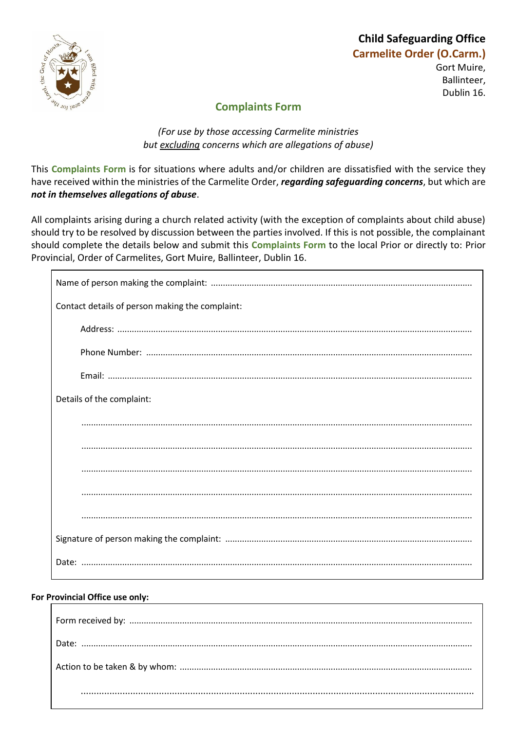**Child Safeguarding Office**
**Carmelite Order (O.Carm.)**
Gort Muire,
Ballinteer,
Dublin 16.

## Complaints Form

*(For use by those accessing Carmelite ministries*
*but excluding concerns which are allegations of abuse)*

This **Complaints Form** is for situations where adults and/or children are dissatisfied with the service they have received within the ministries of the Carmelite Order, ***regarding safeguarding concerns***, but which are ***not in themselves allegations of abuse***.

All complaints arising during a church related activity (with the exception of complaints about child abuse) should try to be resolved by discussion between the parties involved. If this is not possible, the complainant should complete the details below and submit this **Complaints Form** to the local Prior or directly to: Prior Provincial, Order of Carmelites, Gort Muire, Ballinteer, Dublin 16.

Name of person making the complaint: ..........................................................................................................

Contact details of person making the complaint:

Address: ..........................................................................................................

Phone Number: ..........................................................................................................

Email: ..........................................................................................................

Details of the complaint:

..........................................................................................................

..........................................................................................................

..........................................................................................................

..........................................................................................................

..........................................................................................................

Signature of person making the complaint: ..........................................................................................................

Date: ..........................................................................................................

**For Provincial Office use only:**

Form received by: ..........................................................................................................

Date: ..........................................................................................................

Action to be taken & by whom: ..........................................................................................................

..........................................................................................................